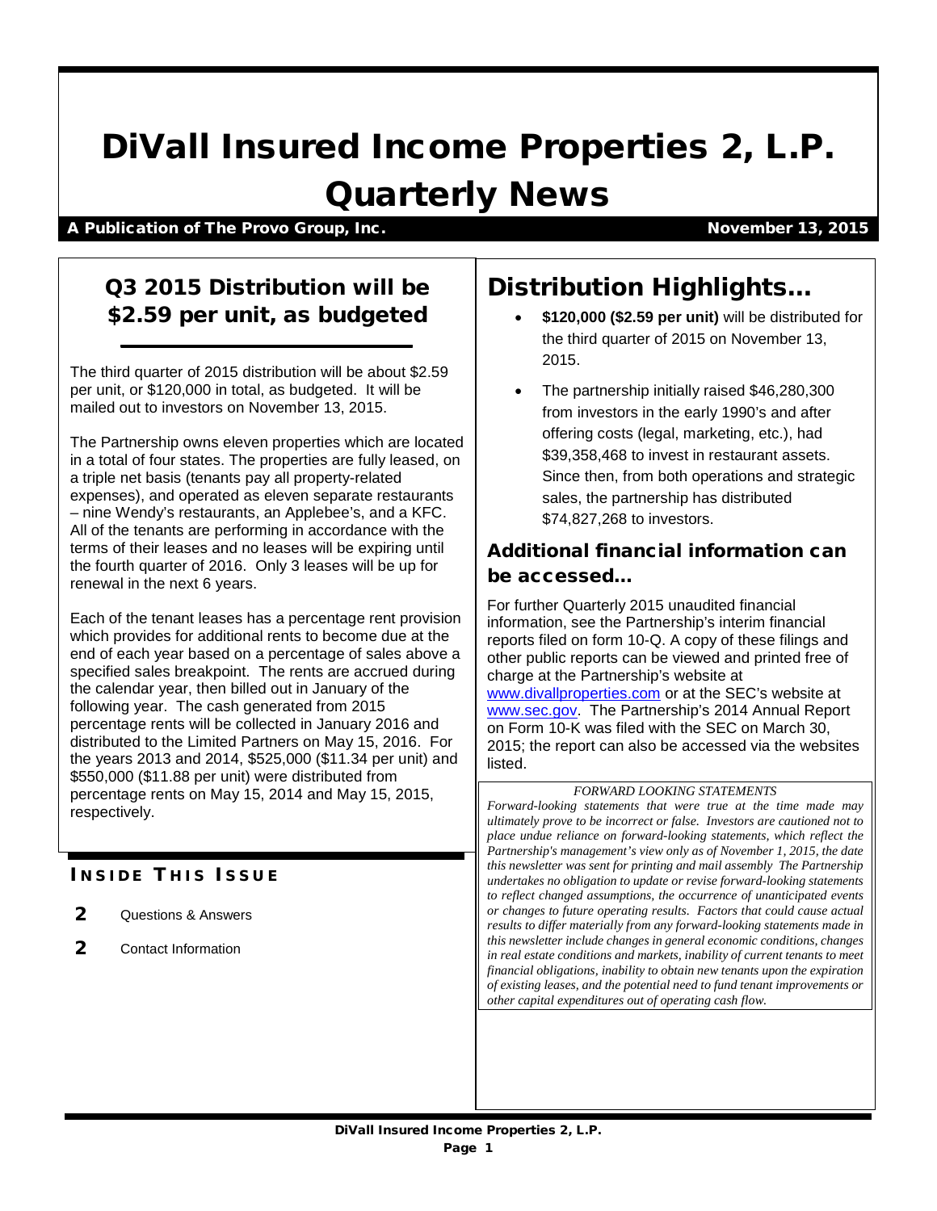# DiVall Insured Income Properties 2, L.P. Quarterly News

**A Publication of The Provo Group, Inc.** **November 13, 2015**

## Q3 2015 Distribution will be $2.59 per unit, as budgeted

The third quarter of 2015 distribution will be about $2.59 per unit, or $120,000 in total, as budgeted. It will be mailed out to investors on November 13, 2015.

The Partnership owns eleven properties which are located in a total of four states. The properties are fully leased, on a triple net basis (tenants pay all property-related expenses), and operated as eleven separate restaurants – nine Wendy's restaurants, an Applebee's, and a KFC. All of the tenants are performing in accordance with the terms of their leases and no leases will be expiring until the fourth quarter of 2016. Only 3 leases will be up for renewal in the next 6 years.

Each of the tenant leases has a percentage rent provision which provides for additional rents to become due at the end of each year based on a percentage of sales above a specified sales breakpoint. The rents are accrued during the calendar year, then billed out in January of the following year. The cash generated from 2015 percentage rents will be collected in January 2016 and distributed to the Limited Partners on May 15, 2016. For the years 2013 and 2014, $525,000 ($11.34 per unit) and $550,000 ($11.88 per unit) were distributed from percentage rents on May 15, 2014 and May 15, 2015, respectively.

### INSIDE THIS ISSUE

- **2** Questions & Answers
- **2** Contact Information

## Distribution Highlights…

- **$120,000 ($2.59 per unit)** will be distributed for the third quarter of 2015 on November 13, 2015.
- The partnership initially raised $46,280,300 from investors in the early 1990's and after offering costs (legal, marketing, etc.), had $39,358,468 to invest in restaurant assets. Since then, from both operations and strategic sales, the partnership has distributed $74,827,268 to investors.

### Additional financial information can be accessed…

For further Quarterly 2015 unaudited financial information, see the Partnership's interim financial reports filed on form 10-Q. A copy of these filings and other public reports can be viewed and printed free of charge at the Partnership's website at www.divallproperties.com or at the SEC's website at www.sec.gov. The Partnership's 2014 Annual Report on Form 10-K was filed with the SEC on March 30, 2015; the report can also be accessed via the websites listed.

*FORWARD LOOKING STATEMENTS*

*Forward-looking statements that were true at the time made may ultimately prove to be incorrect or false. Investors are cautioned not to place undue reliance on forward-looking statements, which reflect the Partnership's management's view only as of November 1, 2015, the date this newsletter was sent for printing and mail assembly The Partnership undertakes no obligation to update or revise forward-looking statements to reflect changed assumptions, the occurrence of unanticipated events or changes to future operating results. Factors that could cause actual results to differ materially from any forward-looking statements made in this newsletter include changes in general economic conditions, changes in real estate conditions and markets, inability of current tenants to meet financial obligations, inability to obtain new tenants upon the expiration of existing leases, and the potential need to fund tenant improvements or other capital expenditures out of operating cash flow.*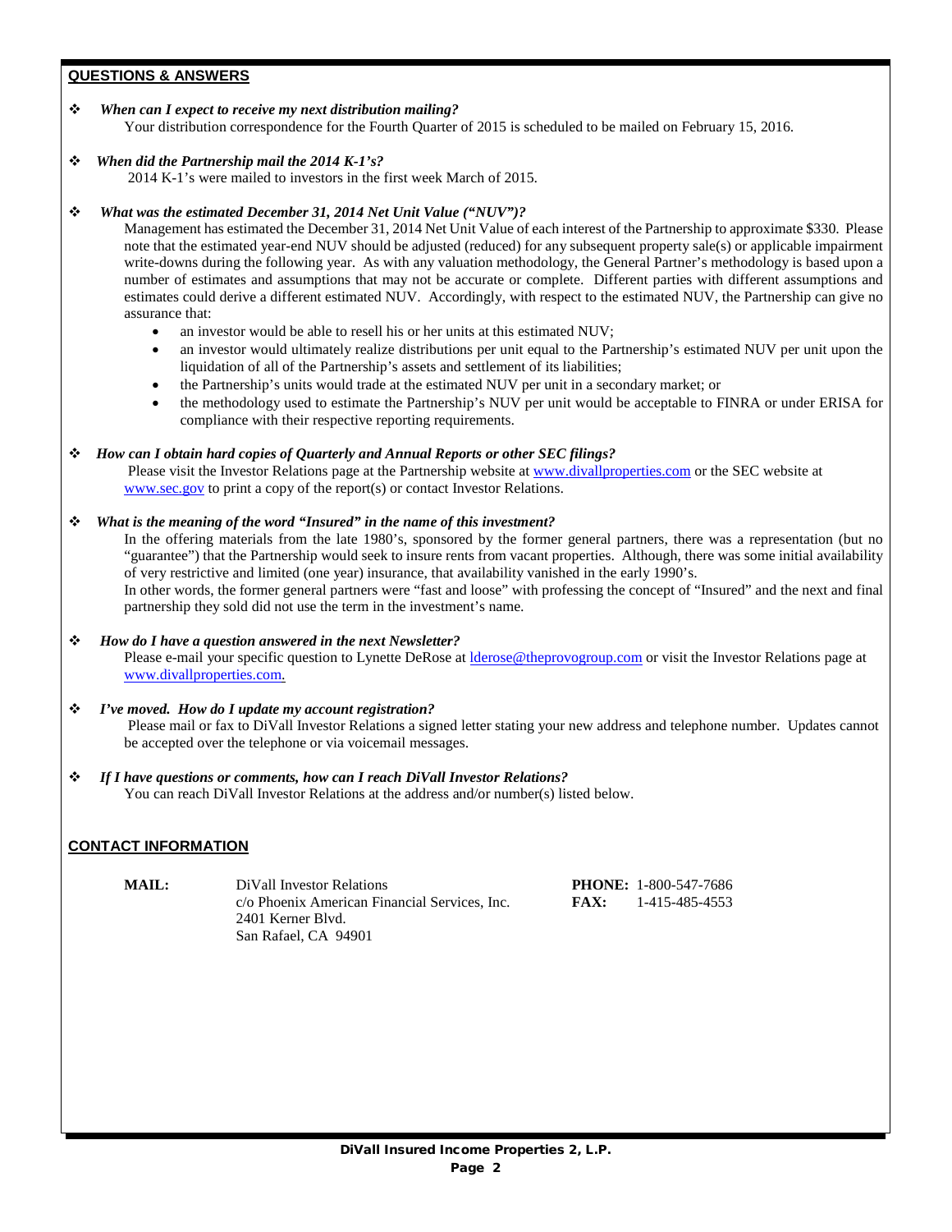## QUESTIONS & ANSWERS

- ***When can I expect to receive my next distribution mailing?***
  Your distribution correspondence for the Fourth Quarter of 2015 is scheduled to be mailed on February 15, 2016.

- ***When did the Partnership mail the 2014 K-1's?***
  2014 K-1's were mailed to investors in the first week March of 2015.

- ***What was the estimated December 31, 2014 Net Unit Value ("NUV")?***
  Management has estimated the December 31, 2014 Net Unit Value of each interest of the Partnership to approximate $330. Please note that the estimated year-end NUV should be adjusted (reduced) for any subsequent property sale(s) or applicable impairment write-downs during the following year. As with any valuation methodology, the General Partner's methodology is based upon a number of estimates and assumptions that may not be accurate or complete. Different parties with different assumptions and estimates could derive a different estimated NUV. Accordingly, with respect to the estimated NUV, the Partnership can give no assurance that:
  - an investor would be able to resell his or her units at this estimated NUV;
  - an investor would ultimately realize distributions per unit equal to the Partnership's estimated NUV per unit upon the liquidation of all of the Partnership's assets and settlement of its liabilities;
  - the Partnership's units would trade at the estimated NUV per unit in a secondary market; or
  - the methodology used to estimate the Partnership's NUV per unit would be acceptable to FINRA or under ERISA for compliance with their respective reporting requirements.

- ***How can I obtain hard copies of Quarterly and Annual Reports or other SEC filings?***
  Please visit the Investor Relations page at the Partnership website at www.divallproperties.com or the SEC website at www.sec.gov to print a copy of the report(s) or contact Investor Relations.

- ***What is the meaning of the word "Insured" in the name of this investment?***
  In the offering materials from the late 1980's, sponsored by the former general partners, there was a representation (but no "guarantee") that the Partnership would seek to insure rents from vacant properties. Although, there was some initial availability of very restrictive and limited (one year) insurance, that availability vanished in the early 1990's.
  In other words, the former general partners were "fast and loose" with professing the concept of "Insured" and the next and final partnership they sold did not use the term in the investment's name.

- ***How do I have a question answered in the next Newsletter?***
  Please e-mail your specific question to Lynette DeRose at lderose@theprovogroup.com or visit the Investor Relations page at www.divallproperties.com.

- ***I've moved. How do I update my account registration?***
  Please mail or fax to DiVall Investor Relations a signed letter stating your new address and telephone number. Updates cannot be accepted over the telephone or via voicemail messages.

- ***If I have questions or comments, how can I reach DiVall Investor Relations?***
  You can reach DiVall Investor Relations at the address and/or number(s) listed below.

## CONTACT INFORMATION

**MAIL:**
DiVall Investor Relations
c/o Phoenix American Financial Services, Inc.
2401 Kerner Blvd.
San Rafael, CA 94901

**PHONE:** 1-800-547-7686
**FAX:** 1-415-485-4553